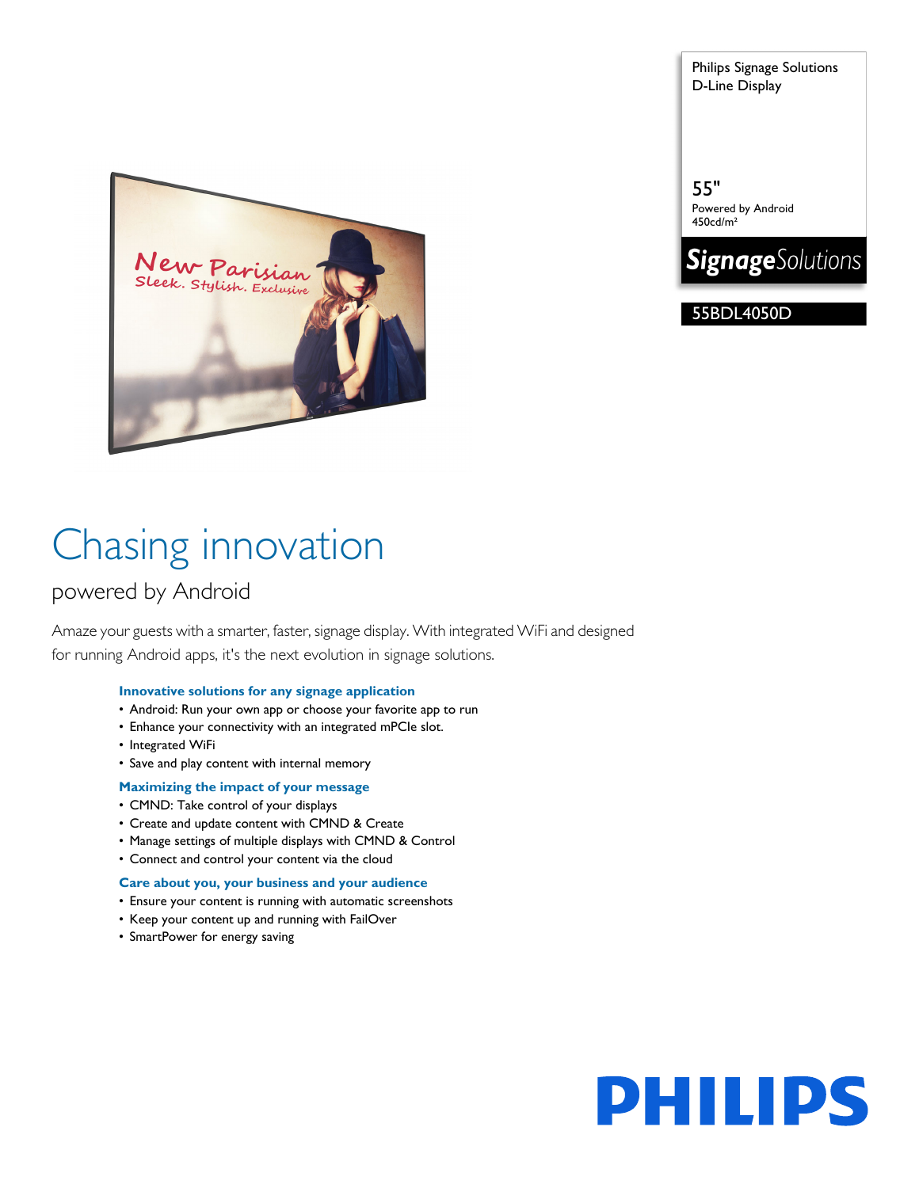Philips Signage Solutions
D-Line Display

55"
Powered by Android
450cd/m²

SignageSolutions

55BDL4050D

# Chasing innovation

## powered by Android

Amaze your guests with a smarter, faster, signage display. With integrated WiFi and designed for running Android apps, it's the next evolution in signage solutions.

### Innovative solutions for any signage application

- Android: Run your own app or choose your favorite app to run
- Enhance your connectivity with an integrated mPCIe slot.
- Integrated WiFi
- Save and play content with internal memory

### Maximizing the impact of your message

- CMND: Take control of your displays
- Create and update content with CMND & Create
- Manage settings of multiple displays with CMND & Control
- Connect and control your content via the cloud

### Care about you, your business and your audience

- Ensure your content is running with automatic screenshots
- Keep your content up and running with FailOver
- SmartPower for energy saving

PHILIPS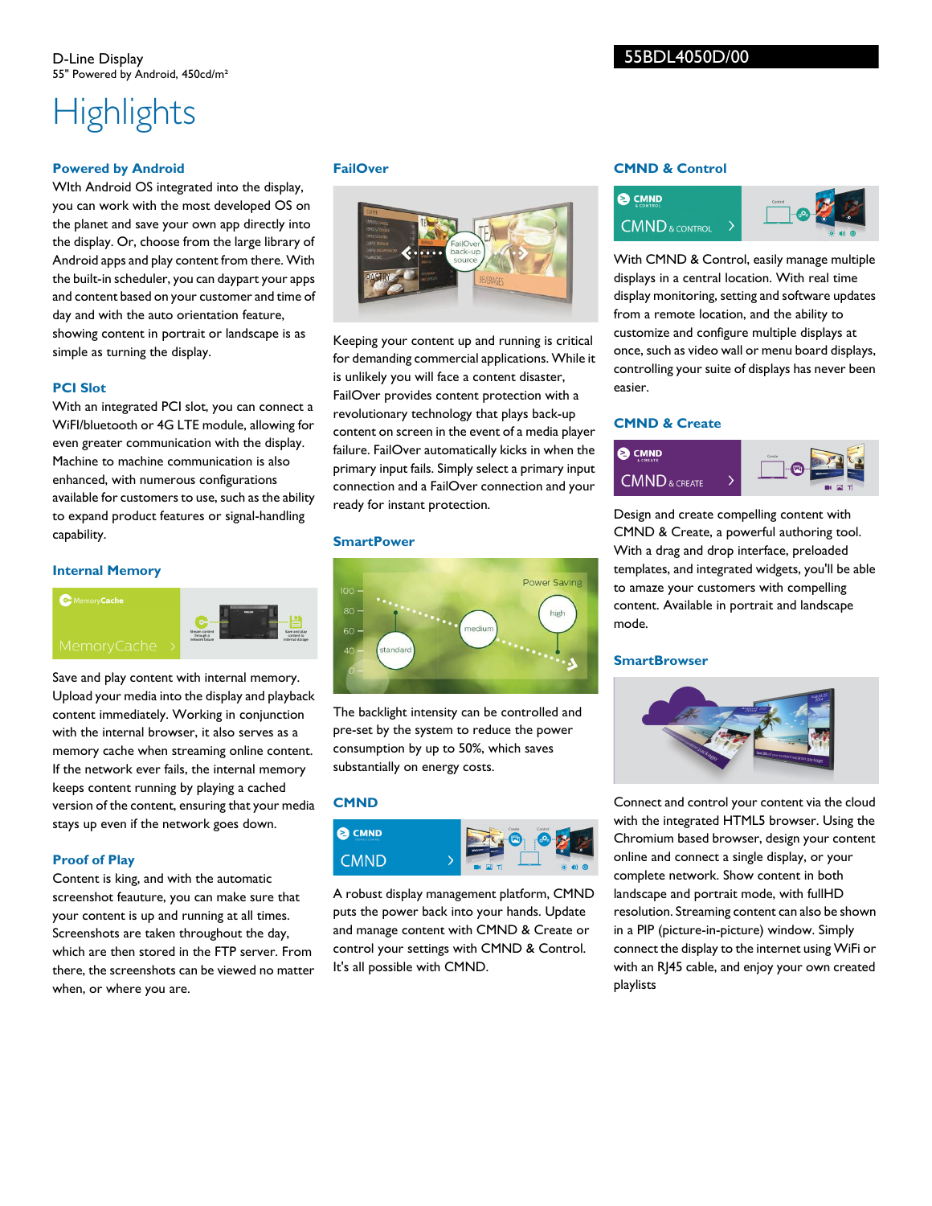D-Line Display
55" Powered by Android, 450cd/m²

55BDL4050D/00

# Highlights

### Powered by Android

WIth Android OS integrated into the display, you can work with the most developed OS on the planet and save your own app directly into the display. Or, choose from the large library of Android apps and play content from there. With the built-in scheduler, you can daypart your apps and content based on your customer and time of day and with the auto orientation feature, showing content in portrait or landscape is as simple as turning the display.

### PCI Slot

With an integrated PCI slot, you can connect a WiFI/bluetooth or 4G LTE module, allowing for even greater communication with the display. Machine to machine communication is also enhanced, with numerous configurations available for customers to use, such as the ability to expand product features or signal-handling capability.

### Internal Memory

Save and play content with internal memory. Upload your media into the display and playback content immediately. Working in conjunction with the internal browser, it also serves as a memory cache when streaming online content. If the network ever fails, the internal memory keeps content running by playing a cached version of the content, ensuring that your media stays up even if the network goes down.

### Proof of Play

Content is king, and with the automatic screenshot feauture, you can make sure that your content is up and running at all times. Screenshots are taken throughout the day, which are then stored in the FTP server. From there, the screenshots can be viewed no matter when, or where you are.

### FailOver

Keeping your content up and running is critical for demanding commercial applications. While it is unlikely you will face a content disaster, FailOver provides content protection with a revolutionary technology that plays back-up content on screen in the event of a media player failure. FailOver automatically kicks in when the primary input fails. Simply select a primary input connection and a FailOver connection and your ready for instant protection.

### SmartPower

The backlight intensity can be controlled and pre-set by the system to reduce the power consumption by up to 50%, which saves substantially on energy costs.

### CMND

A robust display management platform, CMND puts the power back into your hands. Update and manage content with CMND & Create or control your settings with CMND & Control. It's all possible with CMND.

### CMND & Control

With CMND & Control, easily manage multiple displays in a central location. With real time display monitoring, setting and software updates from a remote location, and the ability to customize and configure multiple displays at once, such as video wall or menu board displays, controlling your suite of displays has never been easier.

### CMND & Create

Design and create compelling content with CMND & Create, a powerful authoring tool. With a drag and drop interface, preloaded templates, and integrated widgets, you'll be able to amaze your customers with compelling content. Available in portrait and landscape mode.

### SmartBrowser

Connect and control your content via the cloud with the integrated HTML5 browser. Using the Chromium based browser, design your content online and connect a single display, or your complete network. Show content in both landscape and portrait mode, with fullHD resolution. Streaming content can also be shown in a PIP (picture-in-picture) window. Simply connect the display to the internet using WiFi or with an RJ45 cable, and enjoy your own created playlists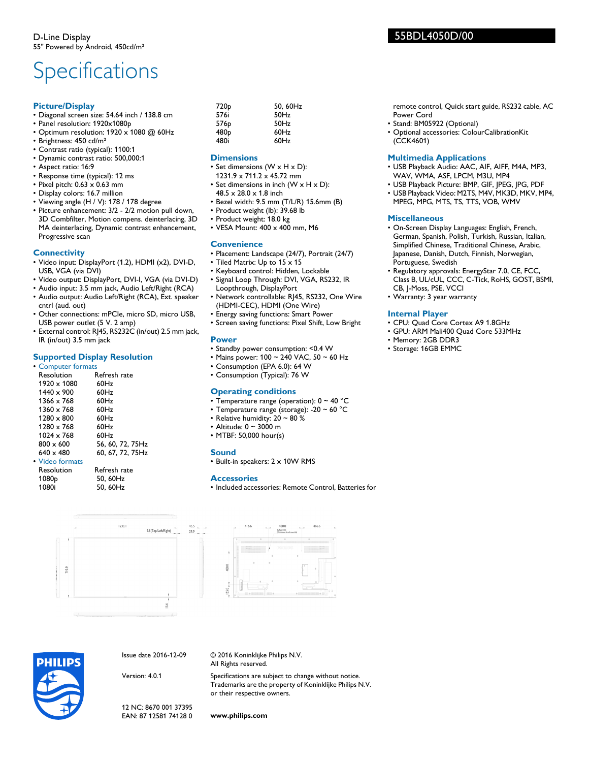D-Line Display
55" Powered by Android, 450cd/m²

55BDL4050D/00

# Specifications

## Picture/Display

- Diagonal screen size: 54.64 inch / 138.8 cm
- Panel resolution: 1920x1080p
- Optimum resolution: 1920 x 1080 @ 60Hz
- Brightness: 450 cd/m²
- Contrast ratio (typical): 1100:1
- Dynamic contrast ratio: 500,000:1
- Aspect ratio: 16:9
- Response time (typical): 12 ms
- Pixel pitch: 0.63 x 0.63 mm
- Display colors: 16.7 million
- Viewing angle (H / V): 178 / 178 degree
- Picture enhancement: 3/2 - 2/2 motion pull down, 3D Combfilter, Motion compens. deinterlacing, 3D MA deinterlacing, Dynamic contrast enhancement, Progressive scan

## Connectivity

- Video input: DisplayPort (1.2), HDMI (x2), DVI-D, USB, VGA (via DVI)
- Video output: DisplayPort, DVI-I, VGA (via DVI-D)
- Audio input: 3.5 mm jack, Audio Left/Right (RCA)
- Audio output: Audio Left/Right (RCA), Ext. speaker cntrl (aud. out)
- Other connections: mPCIe, micro SD, micro USB, USB power outlet (5 V. 2 amp)
- External control: RJ45, RS232C (in/out) 2.5 mm jack, IR (in/out) 3.5 mm jack

## Supported Display Resolution

- Computer formats

| Resolution | Refresh rate |
|---|---|
| 1920 x 1080 | 60Hz |
| 1440 x 900 | 60Hz |
| 1366 x 768 | 60Hz |
| 1360 x 768 | 60Hz |
| 1280 x 800 | 60Hz |
| 1280 x 768 | 60Hz |
| 1024 x 768 | 60Hz |
| 800 x 600 | 56, 60, 72, 75Hz |
| 640 x 480 | 60, 67, 72, 75Hz |

- Video formats

| Resolution | Refresh rate |
|---|---|
| 1080p | 50, 60Hz |
| 1080i | 50, 60Hz |
| 720p | 50, 60Hz |
| 576i | 50Hz |
| 576p | 50Hz |
| 480p | 60Hz |
| 480i | 60Hz |

## Dimensions

- Set dimensions (W x H x D): 1231.9 x 711.2 x 45.72 mm
- Set dimensions in inch (W x H x D): 48.5 x 28.0 x 1.8 inch
- Bezel width: 9.5 mm (T/L/R) 15.6mm (B)
- Product weight (lb): 39.68 lb
- Product weight: 18.0 kg
- VESA Mount: 400 x 400 mm, M6

## Convenience

- Placement: Landscape (24/7), Portrait (24/7)
- Tiled Matrix: Up to 15 x 15
- Keyboard control: Hidden, Lockable
- Signal Loop Through: DVI, VGA, RS232, IR Loopthrough, DisplayPort
- Network controllable: RJ45, RS232, One Wire (HDMI-CEC), HDMI (One Wire)
- Energy saving functions: Smart Power
- Screen saving functions: Pixel Shift, Low Bright

## Power

- Standby power consumption: <0.4 W
- Mains power: 100 ~ 240 VAC, 50 ~ 60 Hz
- Consumption (EPA 6.0): 64 W
- Consumption (Typical): 76 W

## Operating conditions

- Temperature range (operation): 0 ~ 40 °C
- Temperature range (storage): -20 ~ 60 °C
- Relative humidity: 20 ~ 80 %
- Altitude: 0 ~ 3000 m
- MTBF: 50,000 hour(s)

## Sound

- Built-in speakers: 2 x 10W RMS

## Accessories

- Included accessories: Remote Control, Batteries for remote control, Quick start guide, RS232 cable, AC Power Cord
- Stand: BM05922 (Optional)
- Optional accessories: ColourCalibrationKit (CCK4601)

## Multimedia Applications

- USB Playback Audio: AAC, AIF, AIFF, M4A, MP3, WAV, WMA, ASF, LPCM, M3U, MP4
- USB Playback Picture: BMP, GIF, JPEG, JPG, PDF
- USB Playback Video: M2TS, M4V, MK3D, MKV, MP4, MPEG, MPG, MTS, TS, TTS, VOB, WMV

## Miscellaneous

- On-Screen Display Languages: English, French, German, Spanish, Polish, Turkish, Russian, Italian, Simplified Chinese, Traditional Chinese, Arabic, Japanese, Danish, Dutch, Finnish, Norwegian, Portuguese, Swedish
- Regulatory approvals: EnergyStar 7.0, CE, FCC, Class B, UL/cUL, CCC, C-Tick, RoHS, GOST, BSMI, CB, J-Moss, PSE, VCCI
- Warranty: 3 year warranty

## Internal Player

- CPU: Quad Core Cortex A9 1.8GHz
- GPU: ARM Mali400 Quad Core 533MHz
- Memory: 2GB DDR3
- Storage: 16GB EMMC

1233.1
9.5(Top/Left/Right)
45.5
29.9
710.0
15.6
416.6
400.0
416.6
400.0
155.0

Issue date 2016-12-09

Version: 4.0.1

12 NC: 8670 001 37395
EAN: 87 12581 74128 0

© 2016 Koninklijke Philips N.V.
All Rights reserved.

Specifications are subject to change without notice. Trademarks are the property of Koninklijke Philips N.V. or their respective owners.

www.philips.com